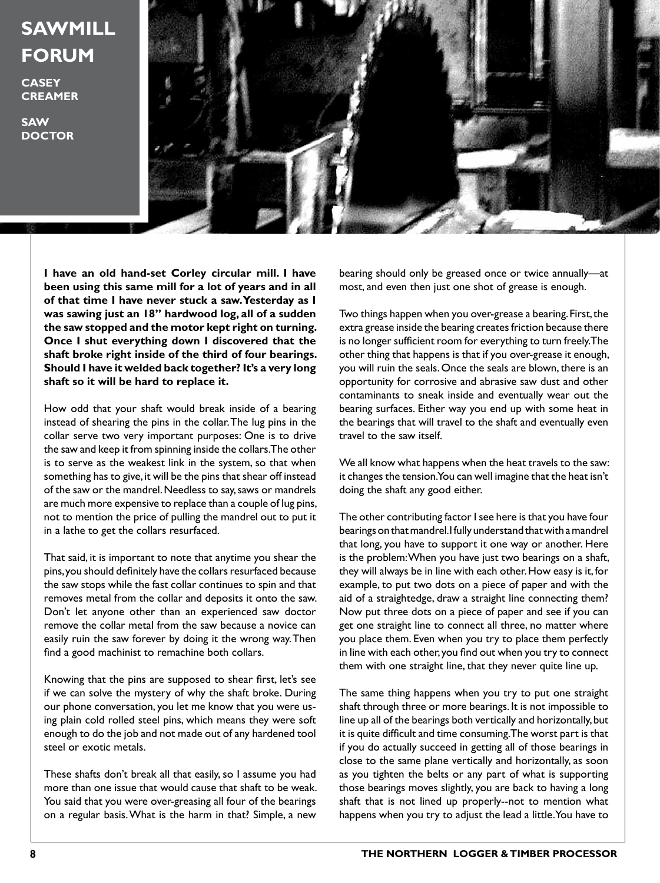# SAWMILL FORUM

**CASEY CREAMER**

**SAW DOCTOR**

**I have an old hand-set Corley circular mill. I have been using this same mill for a lot of years and in all of that time I have never stuck a saw. Yesterday as I was sawing just an 18" hardwood log, all of a sudden the saw stopped and the motor kept right on turning. Once I shut everything down I discovered that the shaft broke right inside of the third of four bearings. Should I have it welded back together? It's a very long shaft so it will be hard to replace it.**

How odd that your shaft would break inside of a bearing instead of shearing the pins in the collar. The lug pins in the collar serve two very important purposes: One is to drive the saw and keep it from spinning inside the collars. The other is to serve as the weakest link in the system, so that when something has to give, it will be the pins that shear off instead of the saw or the mandrel. Needless to say, saws or mandrels are much more expensive to replace than a couple of lug pins, not to mention the price of pulling the mandrel out to put it in a lathe to get the collars resurfaced.

That said, it is important to note that anytime you shear the pins, you should definitely have the collars resurfaced because the saw stops while the fast collar continues to spin and that removes metal from the collar and deposits it onto the saw. Don't let anyone other than an experienced saw doctor remove the collar metal from the saw because a novice can easily ruin the saw forever by doing it the wrong way. Then find a good machinist to remachine both collars.

Knowing that the pins are supposed to shear first, let's see if we can solve the mystery of why the shaft broke. During our phone conversation, you let me know that you were using plain cold rolled steel pins, which means they were soft enough to do the job and not made out of any hardened tool steel or exotic metals.

These shafts don't break all that easily, so I assume you had more than one issue that would cause that shaft to be weak. You said that you were over-greasing all four of the bearings on a regular basis. What is the harm in that? Simple, a new bearing should only be greased once or twice annually—at most, and even then just one shot of grease is enough.

Two things happen when you over-grease a bearing. First, the extra grease inside the bearing creates friction because there is no longer sufficient room for everything to turn freely. The other thing that happens is that if you over-grease it enough, you will ruin the seals. Once the seals are blown, there is an opportunity for corrosive and abrasive saw dust and other contaminants to sneak inside and eventually wear out the bearing surfaces. Either way you end up with some heat in the bearings that will travel to the shaft and eventually even travel to the saw itself.

We all know what happens when the heat travels to the saw: it changes the tension. You can well imagine that the heat isn't doing the shaft any good either.

The other contributing factor I see here is that you have four bearings on that mandrel. I fully understand that with a mandrel that long, you have to support it one way or another. Here is the problem: When you have just two bearings on a shaft, they will always be in line with each other. How easy is it, for example, to put two dots on a piece of paper and with the aid of a straightedge, draw a straight line connecting them? Now put three dots on a piece of paper and see if you can get one straight line to connect all three, no matter where you place them. Even when you try to place them perfectly in line with each other, you find out when you try to connect them with one straight line, that they never quite line up.

The same thing happens when you try to put one straight shaft through three or more bearings. It is not impossible to line up all of the bearings both vertically and horizontally, but it is quite difficult and time consuming. The worst part is that if you do actually succeed in getting all of those bearings in close to the same plane vertically and horizontally, as soon as you tighten the belts or any part of what is supporting those bearings moves slightly, you are back to having a long shaft that is not lined up properly--not to mention what happens when you try to adjust the lead a little. You have to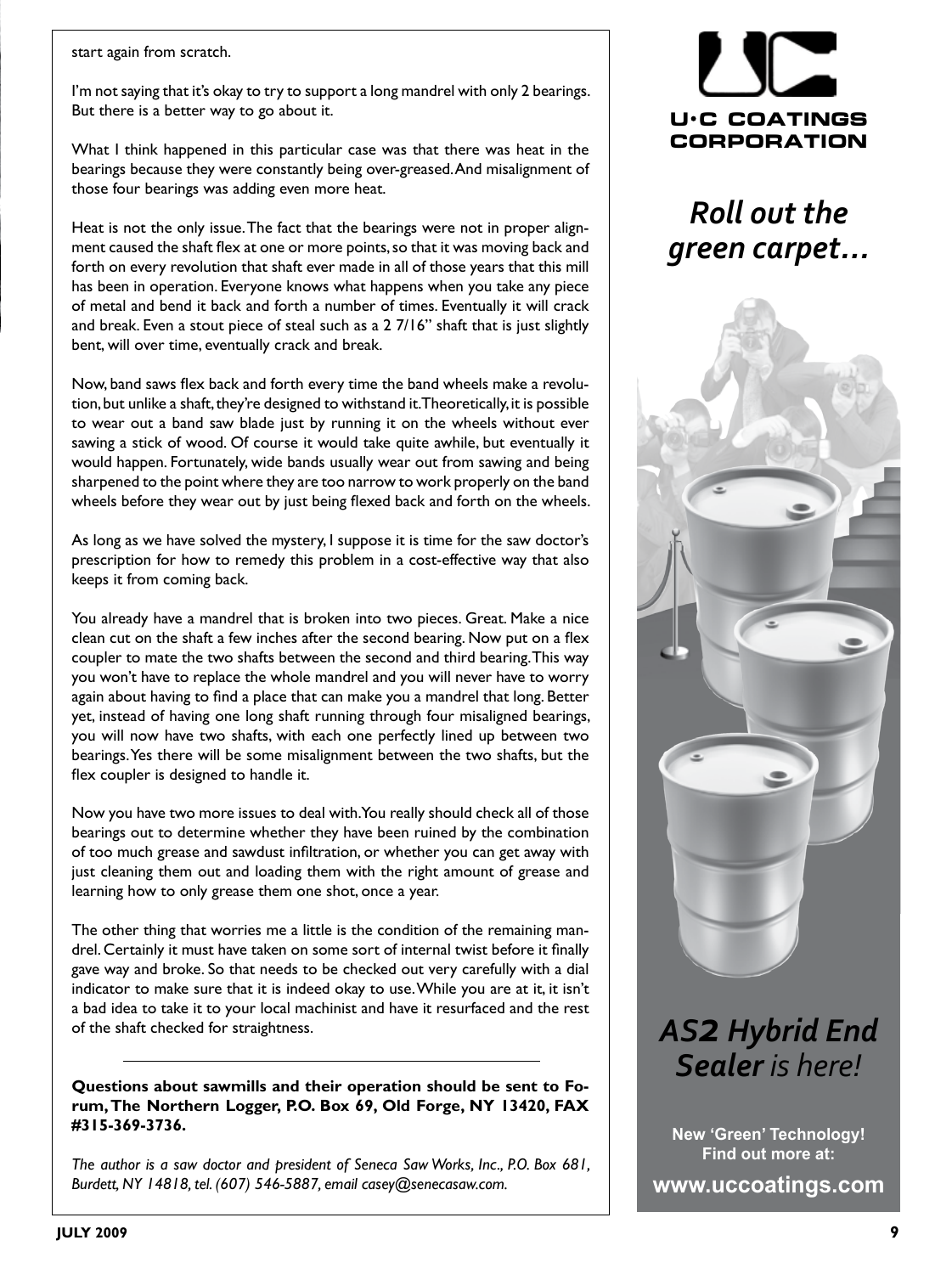start again from scratch.

I'm not saying that it's okay to try to support a long mandrel with only 2 bearings. But there is a better way to go about it.

What I think happened in this particular case was that there was heat in the bearings because they were constantly being over-greased. And misalignment of those four bearings was adding even more heat.

Heat is not the only issue. The fact that the bearings were not in proper alignment caused the shaft flex at one or more points, so that it was moving back and forth on every revolution that shaft ever made in all of those years that this mill has been in operation. Everyone knows what happens when you take any piece of metal and bend it back and forth a number of times. Eventually it will crack and break. Even a stout piece of steal such as a 2 7/16" shaft that is just slightly bent, will over time, eventually crack and break.

Now, band saws flex back and forth every time the band wheels make a revolution, but unlike a shaft, they're designed to withstand it. Theoretically, it is possible to wear out a band saw blade just by running it on the wheels without ever sawing a stick of wood. Of course it would take quite awhile, but eventually it would happen. Fortunately, wide bands usually wear out from sawing and being sharpened to the point where they are too narrow to work properly on the band wheels before they wear out by just being flexed back and forth on the wheels.

As long as we have solved the mystery, I suppose it is time for the saw doctor's prescription for how to remedy this problem in a cost-effective way that also keeps it from coming back.

You already have a mandrel that is broken into two pieces. Great. Make a nice clean cut on the shaft a few inches after the second bearing. Now put on a flex coupler to mate the two shafts between the second and third bearing. This way you won't have to replace the whole mandrel and you will never have to worry again about having to find a place that can make you a mandrel that long. Better yet, instead of having one long shaft running through four misaligned bearings, you will now have two shafts, with each one perfectly lined up between two bearings. Yes there will be some misalignment between the two shafts, but the flex coupler is designed to handle it.

Now you have two more issues to deal with. You really should check all of those bearings out to determine whether they have been ruined by the combination of too much grease and sawdust infiltration, or whether you can get away with just cleaning them out and loading them with the right amount of grease and learning how to only grease them one shot, once a year.

The other thing that worries me a little is the condition of the remaining mandrel. Certainly it must have taken on some sort of internal twist before it finally gave way and broke. So that needs to be checked out very carefully with a dial indicator to make sure that it is indeed okay to use. While you are at it, it isn't a bad idea to take it to your local machinist and have it resurfaced and the rest of the shaft checked for straightness.

---

**Questions about sawmills and their operation should be sent to Forum, The Northern Logger, P.O. Box 69, Old Forge, NY 13420, FAX #315-369-3736.**

*The author is a saw doctor and president of Seneca Saw Works, Inc., P.O. Box 681, Burdett, NY 14818, tel. (607) 546-5887, email casey@senecasaw.com.*

**U·C COATINGS CORPORATION**

*Roll out the green carpet…*

***AS2 Hybrid End Sealer** is here!*

**New 'Green' Technology!**
**Find out more at:**
**www.uccoatings.com**